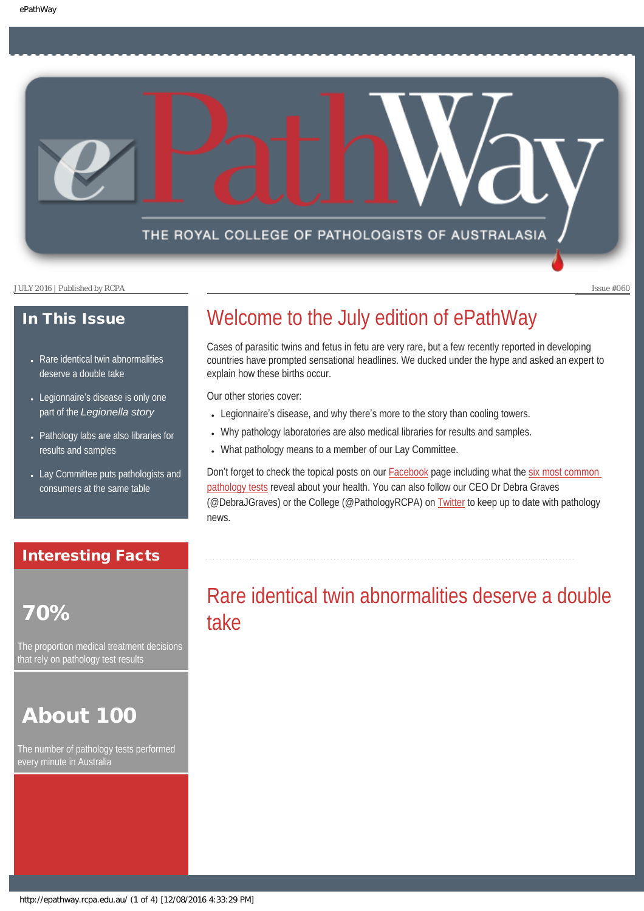# ePathWay

THE ROYAL COLLEGE OF PATHOLOGISTS OF AUSTRALASIA

JULY 2016 | Published by RCPA

Issue #060

## In This Issue

- Rare identical twin abnormalities deserve a double take
- Legionnaire's disease is only one part of the *Legionella story*
- Pathology labs are also libraries for results and samples
- Lay Committee puts pathologists and consumers at the same table

## Interesting Facts

**70%**

The proportion medical treatment decisions that rely on pathology test results

**About 100**

The number of pathology tests performed every minute in Australia

# Welcome to the July edition of ePathWay

Cases of parasitic twins and fetus in fetu are very rare, but a few recently reported in developing countries have prompted sensational headlines. We ducked under the hype and asked an expert to explain how these births occur.

Our other stories cover:

- Legionnaire's disease, and why there's more to the story than cooling towers.
- Why pathology laboratories are also medical libraries for results and samples.
- What pathology means to a member of our Lay Committee.

Don't forget to check the topical posts on our Facebook page including what the six most common pathology tests reveal about your health. You can also follow our CEO Dr Debra Graves (@DebraJGraves) or the College (@PathologyRCPA) on Twitter to keep up to date with pathology news.

# Rare identical twin abnormalities deserve a double take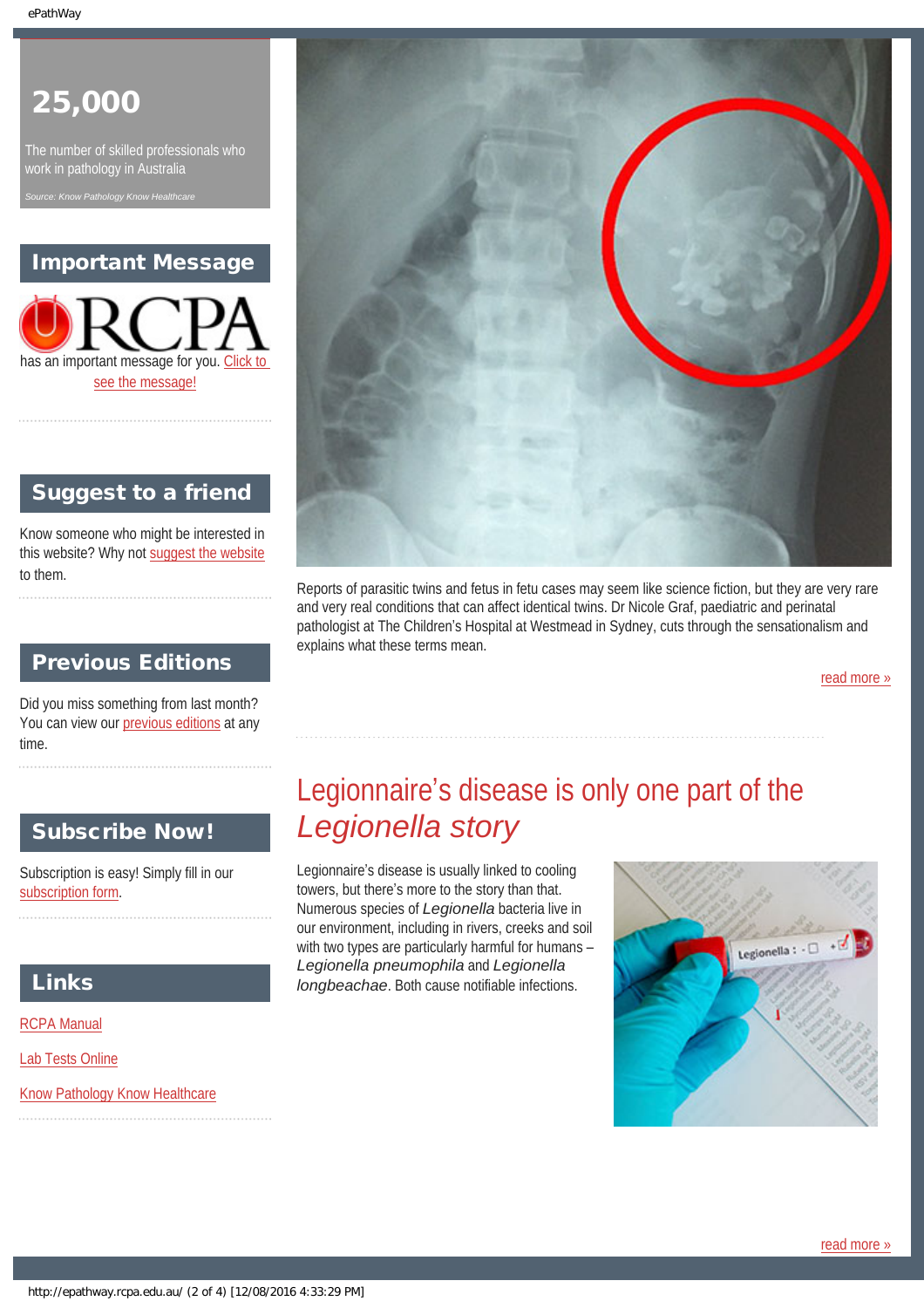# 25,000

The number of skilled professionals who work in pathology in Australia

*Source: Know Pathology Know Healthcare*

## Important Message

RCPA has an important message for you. Click to see the message!

## Suggest to a friend

Know someone who might be interested in this website? Why not suggest the website to them.

## Previous Editions

Did you miss something from last month? You can view our previous editions at any time.

## Subscribe Now!

Subscription is easy! Simply fill in our subscription form.

## Links

RCPA Manual

Lab Tests Online

Know Pathology Know Healthcare

---

Reports of parasitic twins and fetus in fetu cases may seem like science fiction, but they are very rare and very real conditions that can affect identical twins. Dr Nicole Graf, paediatric and perinatal pathologist at The Children's Hospital at Westmead in Sydney, cuts through the sensationalism and explains what these terms mean.

read more »

## Legionnaire's disease is only one part of the *Legionella* story

Legionnaire's disease is usually linked to cooling towers, but there's more to the story than that. Numerous species of *Legionella* bacteria live in our environment, including in rivers, creeks and soil with two types are particularly harmful for humans – *Legionella pneumophila* and *Legionella longbeachae*. Both cause notifiable infections.

read more »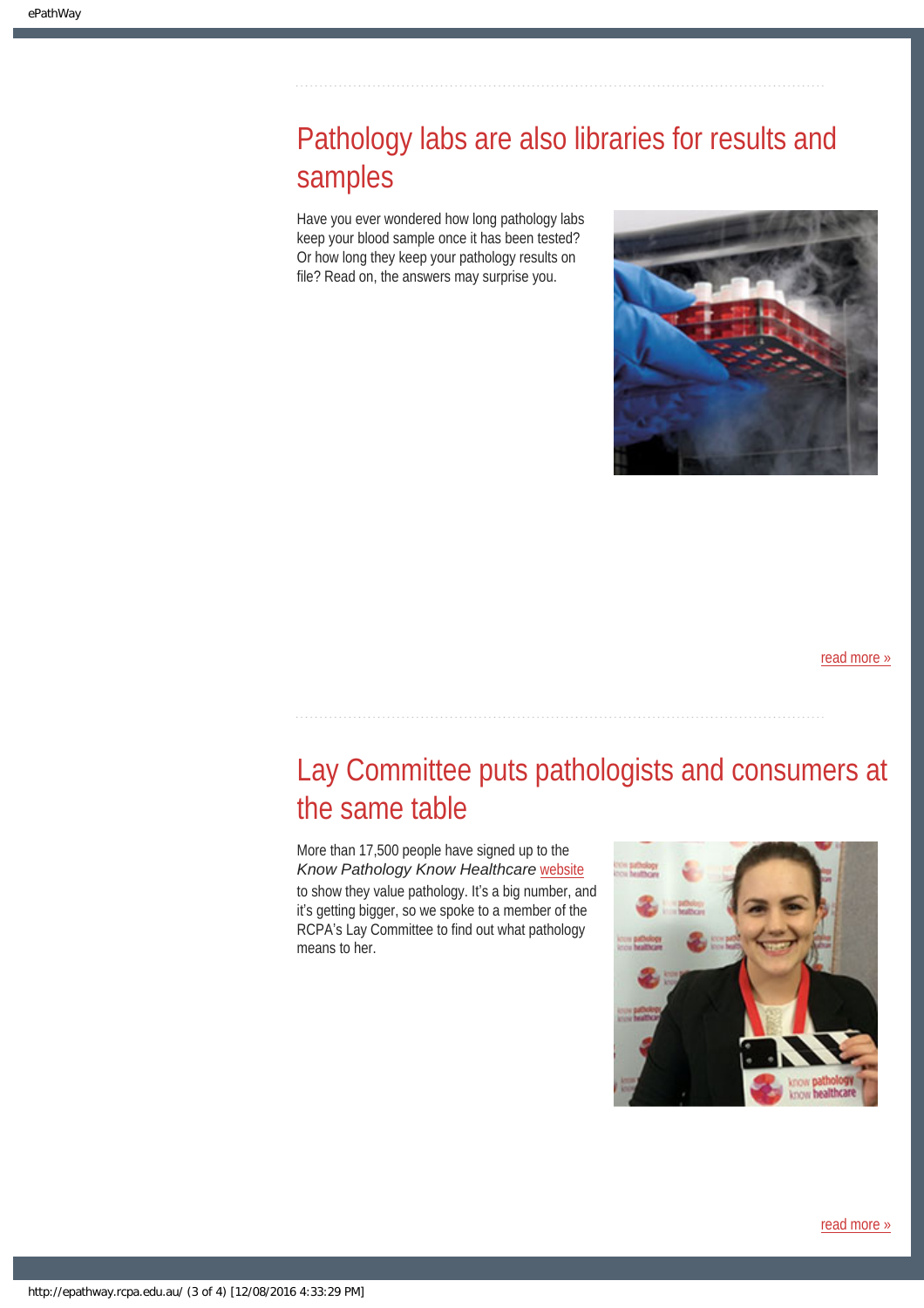## Pathology labs are also libraries for results and samples

Have you ever wondered how long pathology labs keep your blood sample once it has been tested? Or how long they keep your pathology results on file? Read on, the answers may surprise you.

read more »

## Lay Committee puts pathologists and consumers at the same table

More than 17,500 people have signed up to the *Know Pathology Know Healthcare* website to show they value pathology. It's a big number, and it's getting bigger, so we spoke to a member of the RCPA's Lay Committee to find out what pathology means to her.

read more »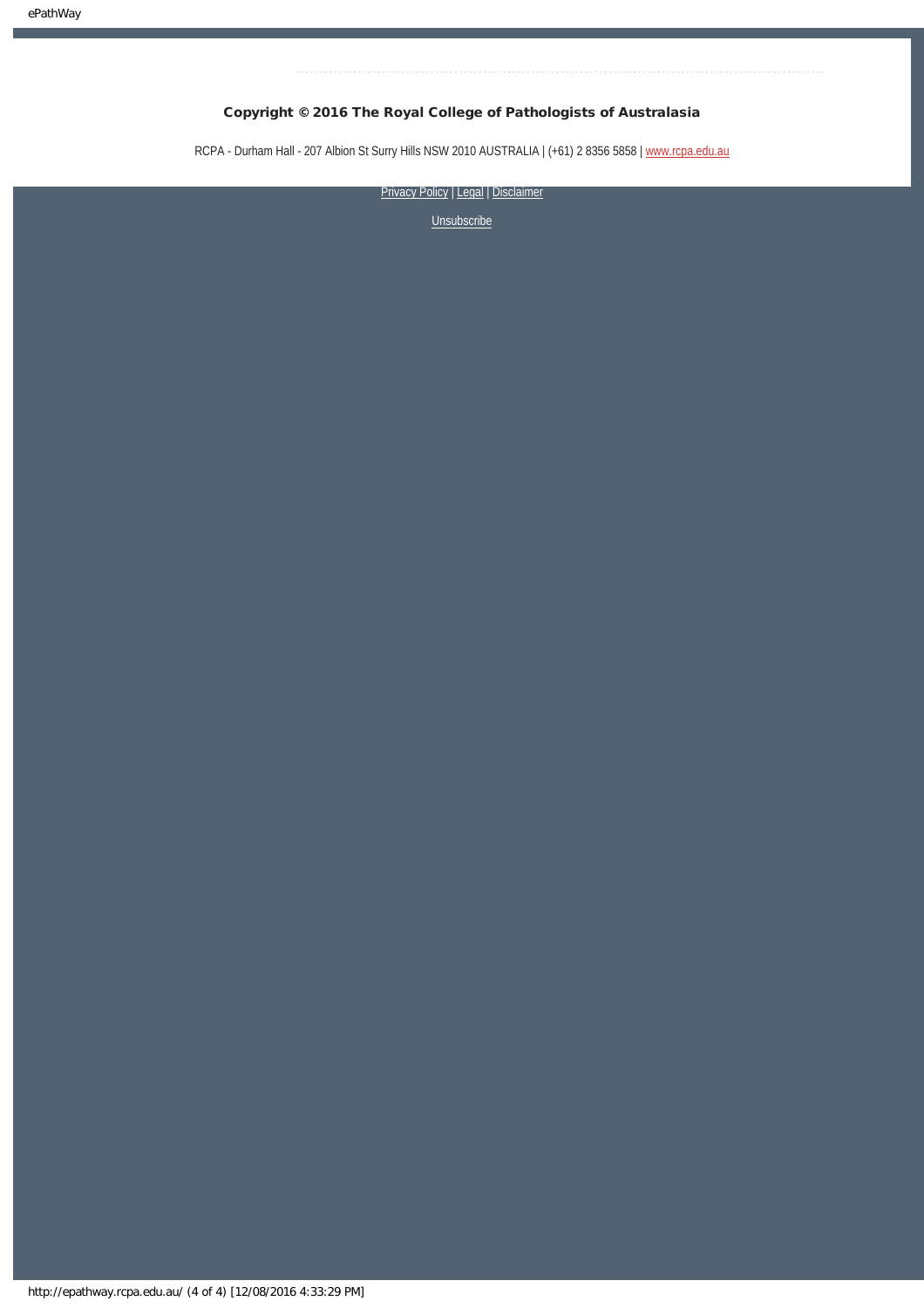**Copyright © 2016 The Royal College of Pathologists of Australasia**

RCPA - Durham Hall - 207 Albion St Surry Hills NSW 2010 AUSTRALIA | (+61) 2 8356 5858 | www.rcpa.edu.au

Privacy Policy | Legal | Disclaimer

Unsubscribe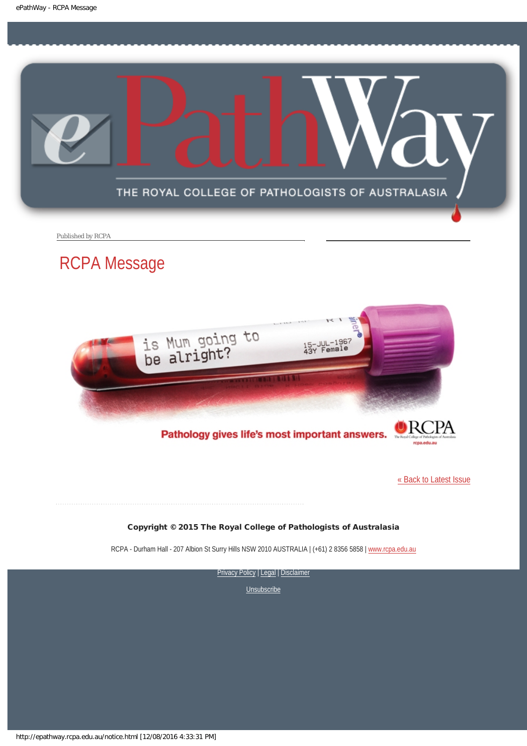Published by RCPA

# RCPA Message

is Mum going to be alright?

15-JUL-1967
43Y Female

Pathology gives life's most important answers.

RCPA

« Back to Latest Issue

**Copyright © 2015 The Royal College of Pathologists of Australasia**

RCPA - Durham Hall - 207 Albion St Surry Hills NSW 2010 AUSTRALIA | (+61) 2 8356 5858 | www.rcpa.edu.au

Privacy Policy | Legal | Disclaimer

Unsubscribe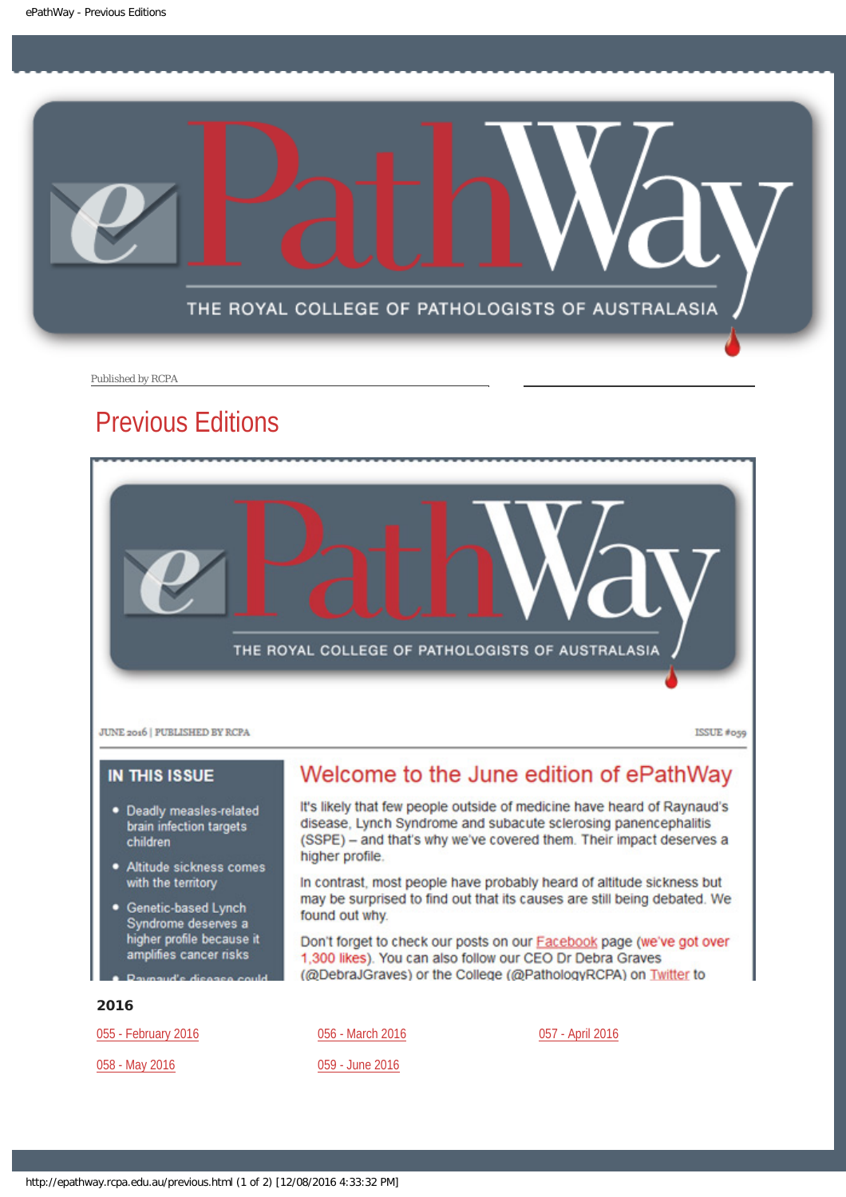Published by RCPA

# Previous Editions

JUNE 2016 | PUBLISHED BY RCPA

ISSUE #059

**IN THIS ISSUE**

- Deadly measles-related brain infection targets children
- Altitude sickness comes with the territory
- Genetic-based Lynch Syndrome deserves a higher profile because it amplifies cancer risks
- Raynaud's disease could

## Welcome to the June edition of ePathWay

It's likely that few people outside of medicine have heard of Raynaud's disease, Lynch Syndrome and subacute sclerosing panencephalitis (SSPE) – and that's why we've covered them. Their impact deserves a higher profile.

In contrast, most people have probably heard of altitude sickness but may be surprised to find out that its causes are still being debated. We found out why.

Don't forget to check our posts on our Facebook page (we've got over 1,300 likes). You can also follow our CEO Dr Debra Graves (@DebraJGraves) or the College (@PathologyRCPA) on Twitter to

**2016**

055 - February 2016

056 - March 2016

057 - April 2016

058 - May 2016

059 - June 2016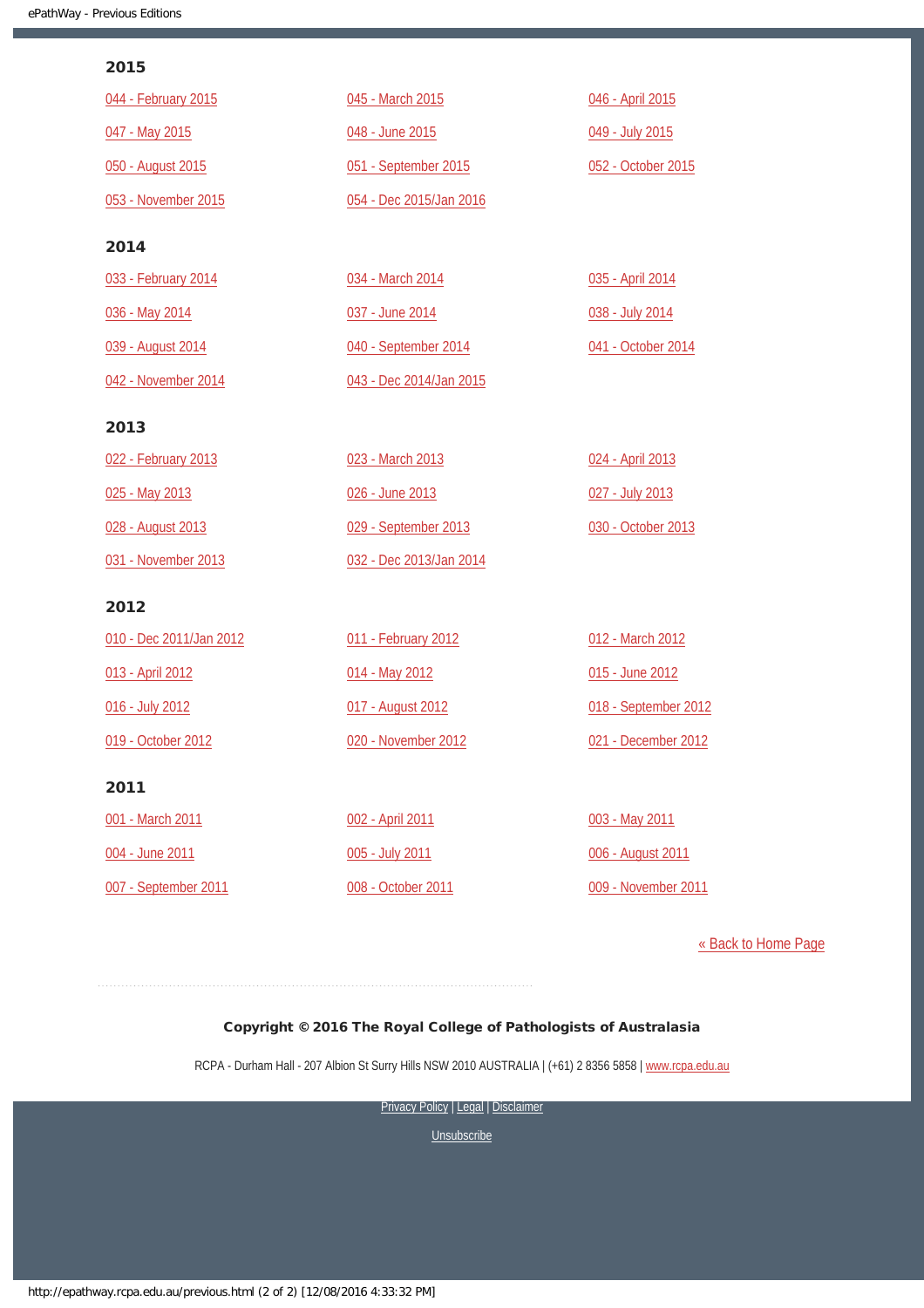## 2015

044 - February 2015
045 - March 2015
046 - April 2015
047 - May 2015
048 - June 2015
049 - July 2015
050 - August 2015
051 - September 2015
052 - October 2015
053 - November 2015
054 - Dec 2015/Jan 2016

## 2014

033 - February 2014
034 - March 2014
035 - April 2014
036 - May 2014
037 - June 2014
038 - July 2014
039 - August 2014
040 - September 2014
041 - October 2014
042 - November 2014
043 - Dec 2014/Jan 2015

## 2013

022 - February 2013
023 - March 2013
024 - April 2013
025 - May 2013
026 - June 2013
027 - July 2013
028 - August 2013
029 - September 2013
030 - October 2013
031 - November 2013
032 - Dec 2013/Jan 2014

## 2012

010 - Dec 2011/Jan 2012
011 - February 2012
012 - March 2012
013 - April 2012
014 - May 2012
015 - June 2012
016 - July 2012
017 - August 2012
018 - September 2012
019 - October 2012
020 - November 2012
021 - December 2012

## 2011

001 - March 2011
002 - April 2011
003 - May 2011
004 - June 2011
005 - July 2011
006 - August 2011
007 - September 2011
008 - October 2011
009 - November 2011

« Back to Home Page

**Copyright © 2016 The Royal College of Pathologists of Australasia**

RCPA - Durham Hall - 207 Albion St Surry Hills NSW 2010 AUSTRALIA | (+61) 2 8356 5858 | www.rcpa.edu.au

Privacy Policy | Legal | Disclaimer

Unsubscribe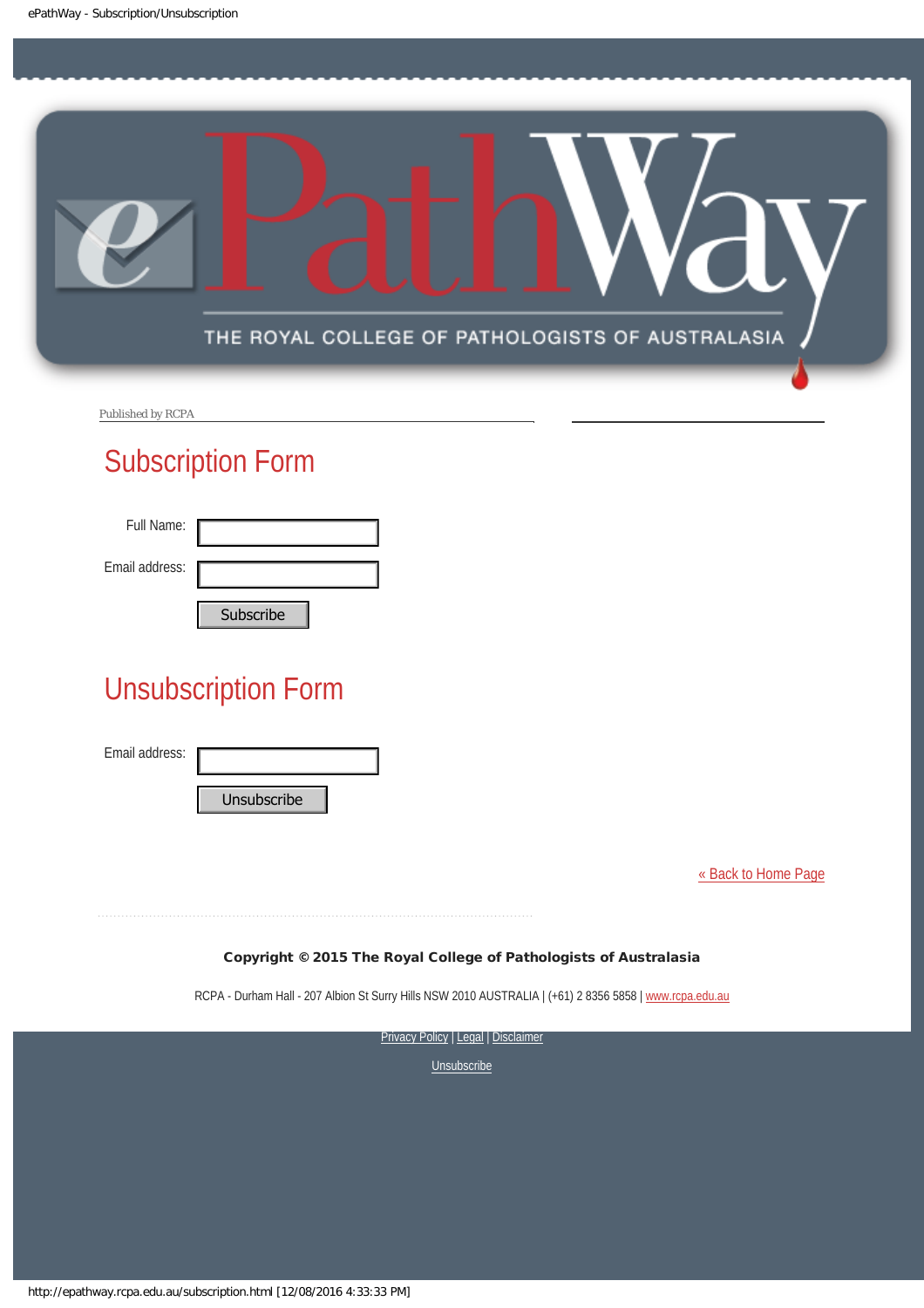Published by RCPA

## Subscription Form

Full Name:

Email address:

Subscribe

## Unsubscription Form

Email address:

Unsubscribe

« Back to Home Page

**Copyright © 2015 The Royal College of Pathologists of Australasia**

RCPA - Durham Hall - 207 Albion St Surry Hills NSW 2010 AUSTRALIA | (+61) 2 8356 5858 | www.rcpa.edu.au

Privacy Policy | Legal | Disclaimer

Unsubscribe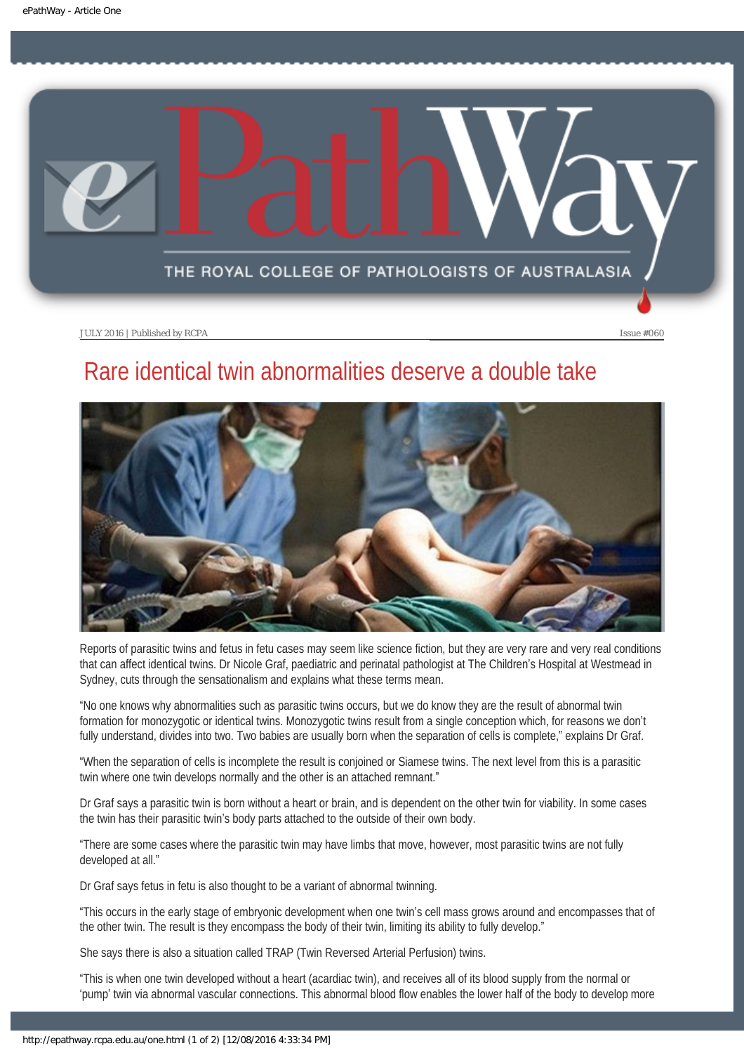# Rare identical twin abnormalities deserve a double take

Reports of parasitic twins and fetus in fetu cases may seem like science fiction, but they are very rare and very real conditions that can affect identical twins. Dr Nicole Graf, paediatric and perinatal pathologist at The Children's Hospital at Westmead in Sydney, cuts through the sensationalism and explains what these terms mean.

"No one knows why abnormalities such as parasitic twins occurs, but we do know they are the result of abnormal twin formation for monozygotic or identical twins. Monozygotic twins result from a single conception which, for reasons we don't fully understand, divides into two. Two babies are usually born when the separation of cells is complete," explains Dr Graf.

"When the separation of cells is incomplete the result is conjoined or Siamese twins. The next level from this is a parasitic twin where one twin develops normally and the other is an attached remnant."

Dr Graf says a parasitic twin is born without a heart or brain, and is dependent on the other twin for viability. In some cases the twin has their parasitic twin's body parts attached to the outside of their own body.

"There are some cases where the parasitic twin may have limbs that move, however, most parasitic twins are not fully developed at all."

Dr Graf says fetus in fetu is also thought to be a variant of abnormal twinning.

"This occurs in the early stage of embryonic development when one twin's cell mass grows around and encompasses that of the other twin. The result is they encompass the body of their twin, limiting its ability to fully develop."

She says there is also a situation called TRAP (Twin Reversed Arterial Perfusion) twins.

"This is when one twin developed without a heart (acardiac twin), and receives all of its blood supply from the normal or 'pump' twin via abnormal vascular connections. This abnormal blood flow enables the lower half of the body to develop more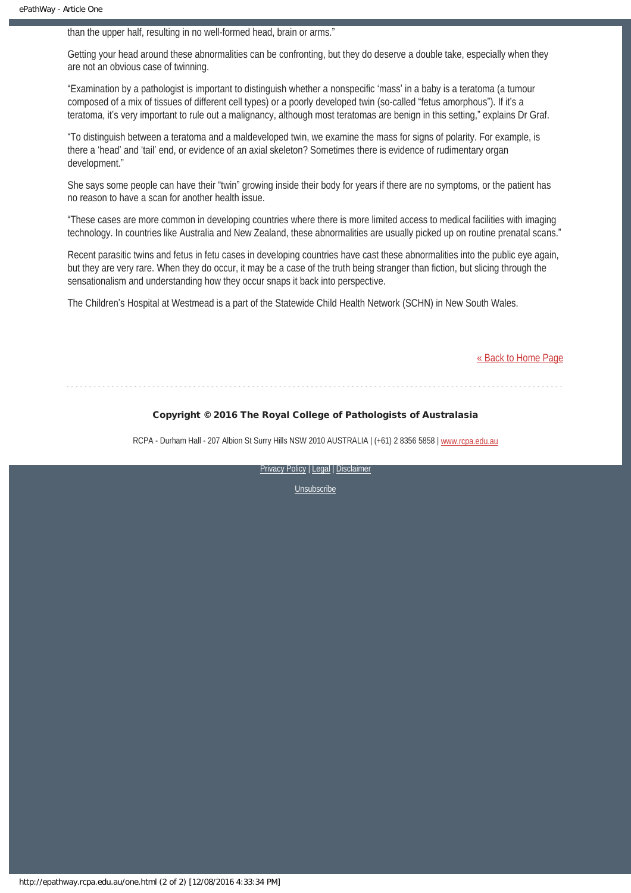than the upper half, resulting in no well-formed head, brain or arms."

Getting your head around these abnormalities can be confronting, but they do deserve a double take, especially when they are not an obvious case of twinning.

"Examination by a pathologist is important to distinguish whether a nonspecific 'mass' in a baby is a teratoma (a tumour composed of a mix of tissues of different cell types) or a poorly developed twin (so-called "fetus amorphous"). If it's a teratoma, it's very important to rule out a malignancy, although most teratomas are benign in this setting," explains Dr Graf.

"To distinguish between a teratoma and a maldeveloped twin, we examine the mass for signs of polarity. For example, is there a 'head' and 'tail' end, or evidence of an axial skeleton? Sometimes there is evidence of rudimentary organ development."

She says some people can have their "twin" growing inside their body for years if there are no symptoms, or the patient has no reason to have a scan for another health issue.

"These cases are more common in developing countries where there is more limited access to medical facilities with imaging technology. In countries like Australia and New Zealand, these abnormalities are usually picked up on routine prenatal scans."

Recent parasitic twins and fetus in fetu cases in developing countries have cast these abnormalities into the public eye again, but they are very rare. When they do occur, it may be a case of the truth being stranger than fiction, but slicing through the sensationalism and understanding how they occur snaps it back into perspective.

The Children's Hospital at Westmead is a part of the Statewide Child Health Network (SCHN) in New South Wales.

« Back to Home Page

**Copyright © 2016 The Royal College of Pathologists of Australasia**

RCPA - Durham Hall - 207 Albion St Surry Hills NSW 2010 AUSTRALIA | (+61) 2 8356 5858 | www.rcpa.edu.au

Privacy Policy | Legal | Disclaimer

Unsubscribe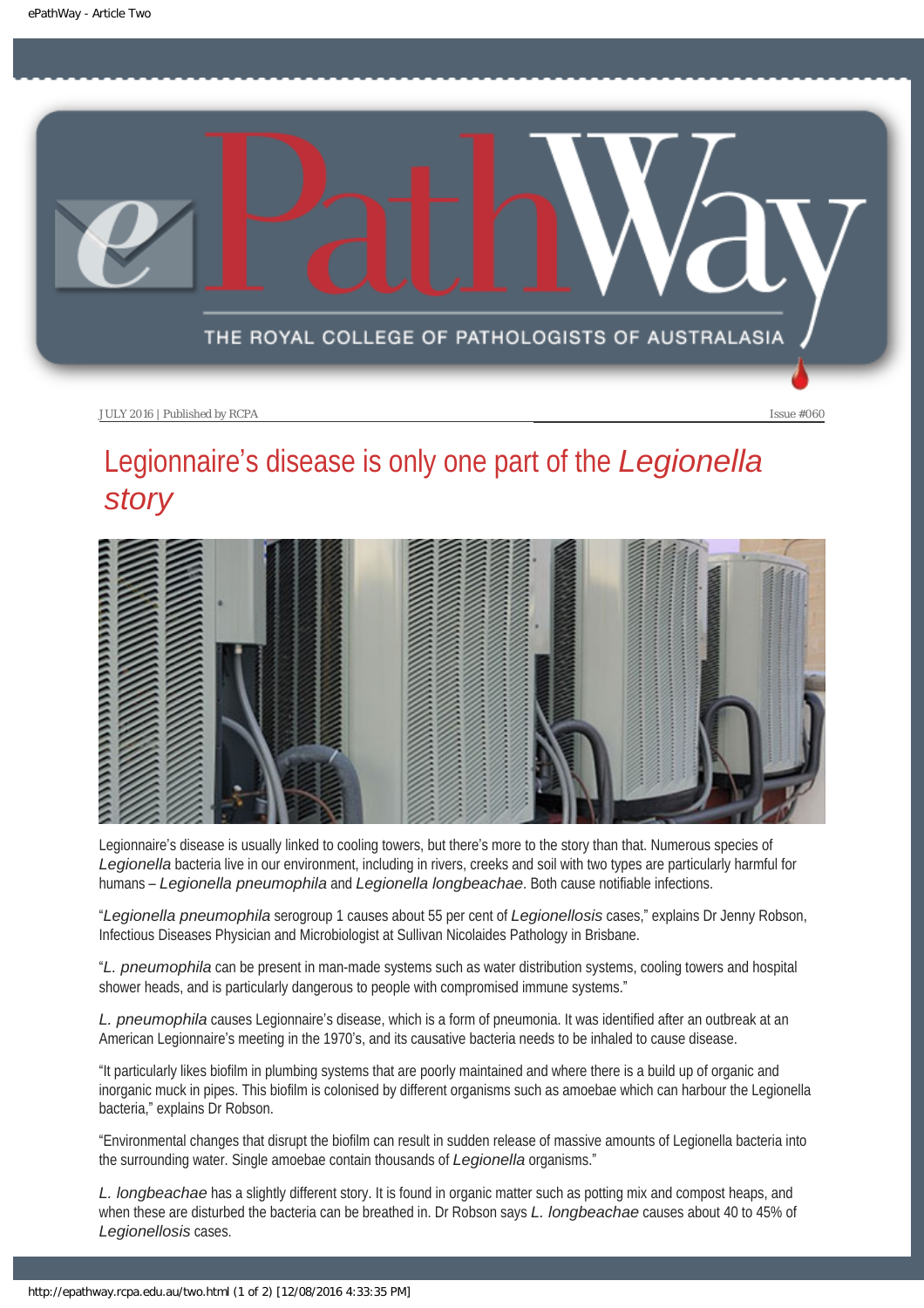JULY 2016 | Published by RCPA

Issue #060

# Legionnaire's disease is only one part of the *Legionella story*

Legionnaire's disease is usually linked to cooling towers, but there's more to the story than that. Numerous species of *Legionella* bacteria live in our environment, including in rivers, creeks and soil with two types are particularly harmful for humans – *Legionella pneumophila* and *Legionella longbeachae*. Both cause notifiable infections.

"*Legionella pneumophila* serogroup 1 causes about 55 per cent of *Legionellosis* cases," explains Dr Jenny Robson, Infectious Diseases Physician and Microbiologist at Sullivan Nicolaides Pathology in Brisbane.

"*L. pneumophila* can be present in man-made systems such as water distribution systems, cooling towers and hospital shower heads, and is particularly dangerous to people with compromised immune systems."

*L. pneumophila* causes Legionnaire's disease, which is a form of pneumonia. It was identified after an outbreak at an American Legionnaire's meeting in the 1970's, and its causative bacteria needs to be inhaled to cause disease.

"It particularly likes biofilm in plumbing systems that are poorly maintained and where there is a build up of organic and inorganic muck in pipes. This biofilm is colonised by different organisms such as amoebae which can harbour the Legionella bacteria," explains Dr Robson.

"Environmental changes that disrupt the biofilm can result in sudden release of massive amounts of Legionella bacteria into the surrounding water. Single amoebae contain thousands of *Legionella* organisms."

*L. longbeachae* has a slightly different story. It is found in organic matter such as potting mix and compost heaps, and when these are disturbed the bacteria can be breathed in. Dr Robson says *L. longbeachae* causes about 40 to 45% of *Legionellosis* cases.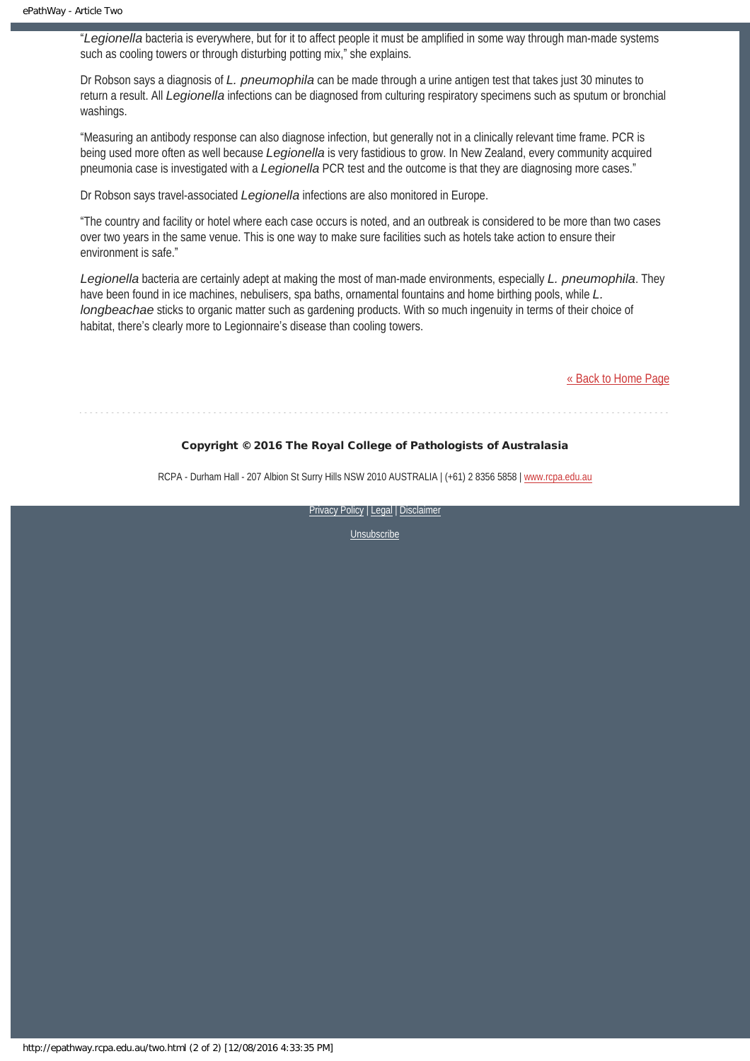"*Legionella* bacteria is everywhere, but for it to affect people it must be amplified in some way through man-made systems such as cooling towers or through disturbing potting mix," she explains.

Dr Robson says a diagnosis of *L. pneumophila* can be made through a urine antigen test that takes just 30 minutes to return a result. All *Legionella* infections can be diagnosed from culturing respiratory specimens such as sputum or bronchial washings.

"Measuring an antibody response can also diagnose infection, but generally not in a clinically relevant time frame. PCR is being used more often as well because *Legionella* is very fastidious to grow. In New Zealand, every community acquired pneumonia case is investigated with a *Legionella* PCR test and the outcome is that they are diagnosing more cases."

Dr Robson says travel-associated *Legionella* infections are also monitored in Europe.

"The country and facility or hotel where each case occurs is noted, and an outbreak is considered to be more than two cases over two years in the same venue. This is one way to make sure facilities such as hotels take action to ensure their environment is safe."

*Legionella* bacteria are certainly adept at making the most of man-made environments, especially *L. pneumophila*. They have been found in ice machines, nebulisers, spa baths, ornamental fountains and home birthing pools, while *L. longbeachae* sticks to organic matter such as gardening products. With so much ingenuity in terms of their choice of habitat, there's clearly more to Legionnaire's disease than cooling towers.

« Back to Home Page

**Copyright © 2016 The Royal College of Pathologists of Australasia**

RCPA - Durham Hall - 207 Albion St Surry Hills NSW 2010 AUSTRALIA | (+61) 2 8356 5858 | www.rcpa.edu.au

Privacy Policy | Legal | Disclaimer

Unsubscribe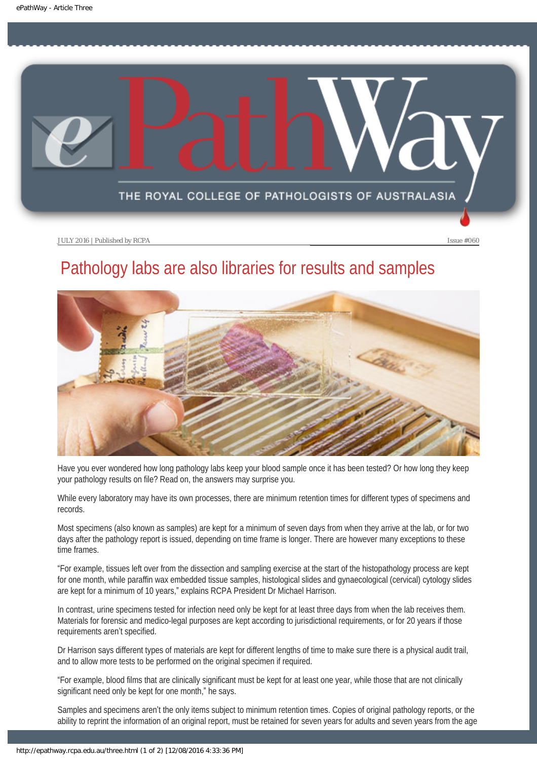JULY 2016 | Published by RCPA

Issue #060

# Pathology labs are also libraries for results and samples

Have you ever wondered how long pathology labs keep your blood sample once it has been tested? Or how long they keep your pathology results on file? Read on, the answers may surprise you.

While every laboratory may have its own processes, there are minimum retention times for different types of specimens and records.

Most specimens (also known as samples) are kept for a minimum of seven days from when they arrive at the lab, or for two days after the pathology report is issued, depending on time frame is longer. There are however many exceptions to these time frames.

"For example, tissues left over from the dissection and sampling exercise at the start of the histopathology process are kept for one month, while paraffin wax embedded tissue samples, histological slides and gynaecological (cervical) cytology slides are kept for a minimum of 10 years," explains RCPA President Dr Michael Harrison.

In contrast, urine specimens tested for infection need only be kept for at least three days from when the lab receives them. Materials for forensic and medico-legal purposes are kept according to jurisdictional requirements, or for 20 years if those requirements aren't specified.

Dr Harrison says different types of materials are kept for different lengths of time to make sure there is a physical audit trail, and to allow more tests to be performed on the original specimen if required.

"For example, blood films that are clinically significant must be kept for at least one year, while those that are not clinically significant need only be kept for one month," he says.

Samples and specimens aren't the only items subject to minimum retention times. Copies of original pathology reports, or the ability to reprint the information of an original report, must be retained for seven years for adults and seven years from the age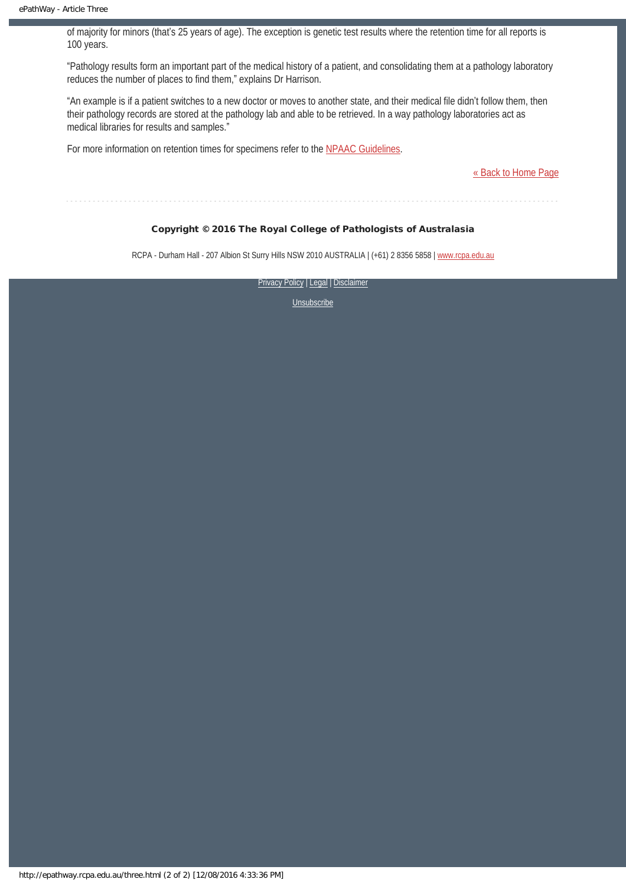of majority for minors (that's 25 years of age). The exception is genetic test results where the retention time for all reports is 100 years.

"Pathology results form an important part of the medical history of a patient, and consolidating them at a pathology laboratory reduces the number of places to find them," explains Dr Harrison.

"An example is if a patient switches to a new doctor or moves to another state, and their medical file didn't follow them, then their pathology records are stored at the pathology lab and able to be retrieved. In a way pathology laboratories act as medical libraries for results and samples."

For more information on retention times for specimens refer to the NPAAC Guidelines.

« Back to Home Page

**Copyright © 2016 The Royal College of Pathologists of Australasia**

RCPA - Durham Hall - 207 Albion St Surry Hills NSW 2010 AUSTRALIA | (+61) 2 8356 5858 | www.rcpa.edu.au

Privacy Policy | Legal | Disclaimer

Unsubscribe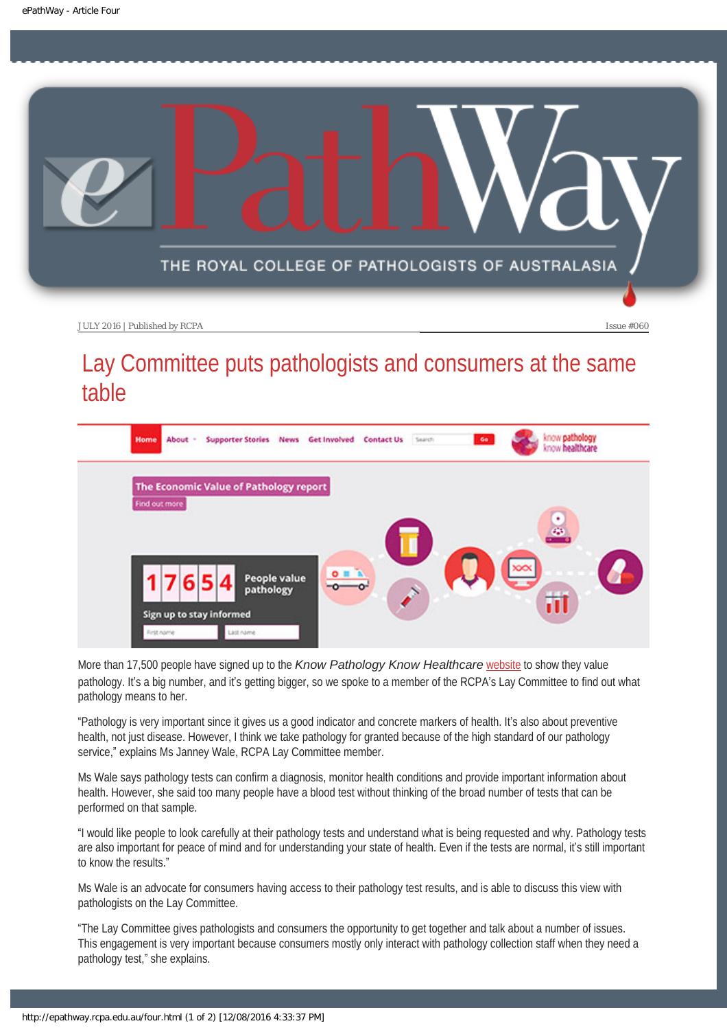JULY 2016 | Published by RCPA

Issue #060

# Lay Committee puts pathologists and consumers at the same table

More than 17,500 people have signed up to the *Know Pathology Know Healthcare* website to show they value pathology. It's a big number, and it's getting bigger, so we spoke to a member of the RCPA's Lay Committee to find out what pathology means to her.

"Pathology is very important since it gives us a good indicator and concrete markers of health. It's also about preventive health, not just disease. However, I think we take pathology for granted because of the high standard of our pathology service," explains Ms Janney Wale, RCPA Lay Committee member.

Ms Wale says pathology tests can confirm a diagnosis, monitor health conditions and provide important information about health. However, she said too many people have a blood test without thinking of the broad number of tests that can be performed on that sample.

"I would like people to look carefully at their pathology tests and understand what is being requested and why. Pathology tests are also important for peace of mind and for understanding your state of health. Even if the tests are normal, it's still important to know the results."

Ms Wale is an advocate for consumers having access to their pathology test results, and is able to discuss this view with pathologists on the Lay Committee.

"The Lay Committee gives pathologists and consumers the opportunity to get together and talk about a number of issues. This engagement is very important because consumers mostly only interact with pathology collection staff when they need a pathology test," she explains.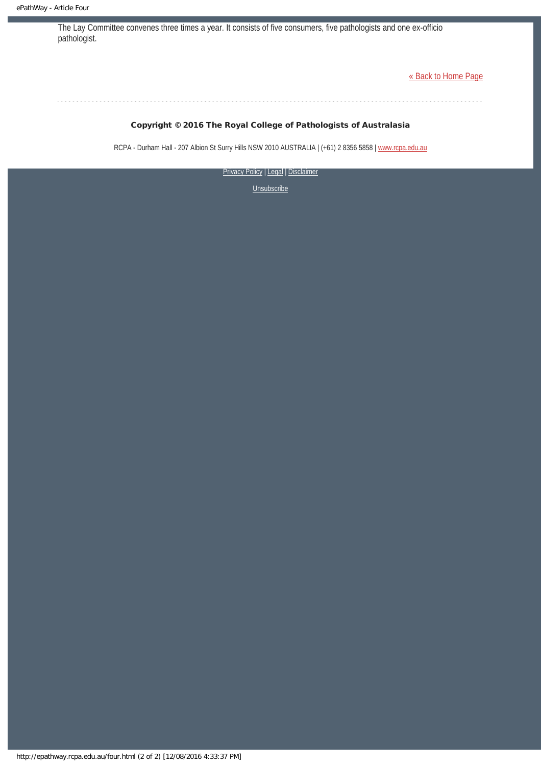The Lay Committee convenes three times a year. It consists of five consumers, five pathologists and one ex-officio pathologist.

[« Back to Home Page](http://epathway.rcpa.edu.au/)

---

**Copyright © 2016 The Royal College of Pathologists of Australasia**

RCPA - Durham Hall - 207 Albion St Surry Hills NSW 2010 AUSTRALIA | (+61) 2 8356 5858 | www.rcpa.edu.au

Privacy Policy | Legal | Disclaimer

Unsubscribe